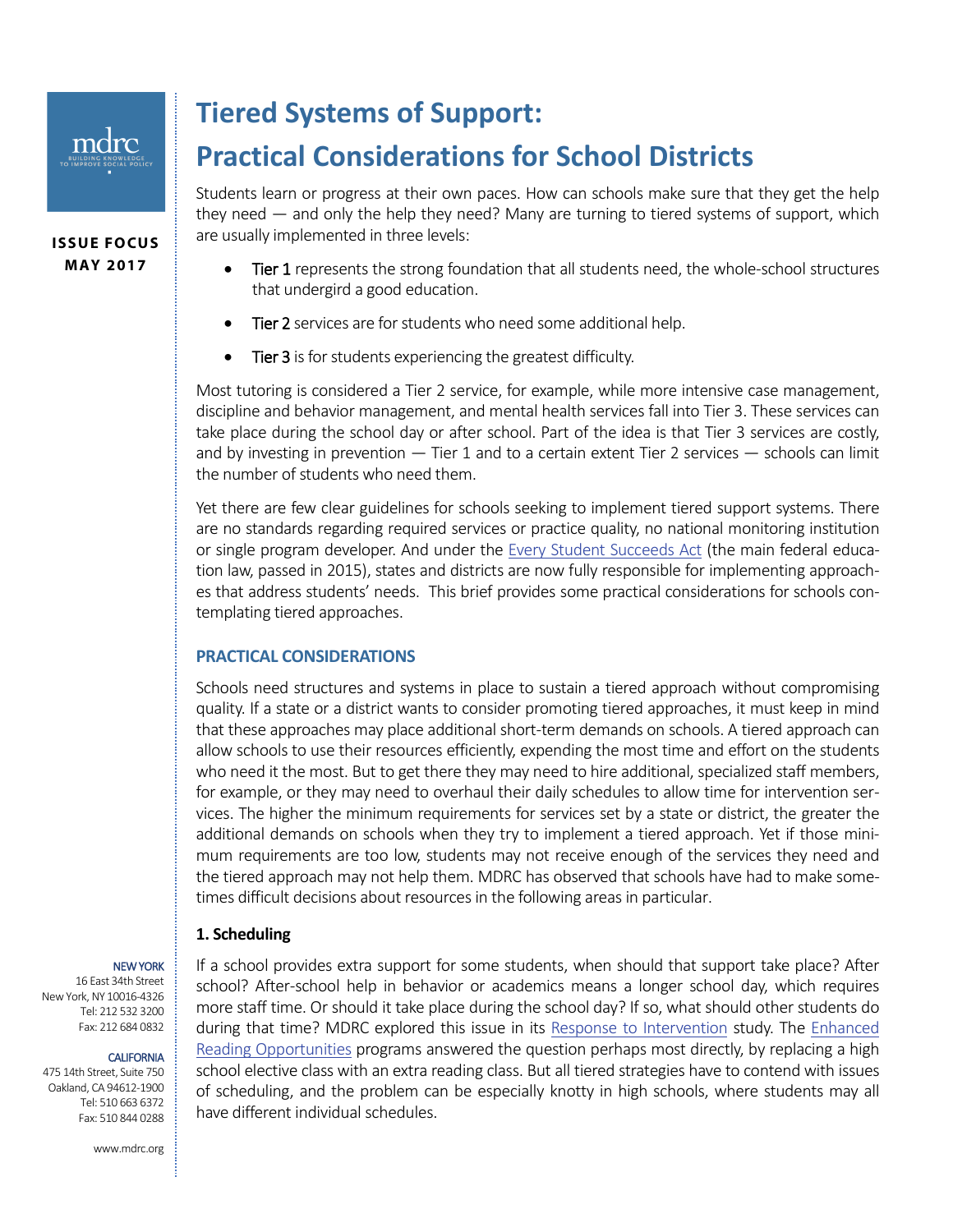ISSUE FOCUS
MAY 2017

# Tiered Systems of Support: Practical Considerations for School Districts

Students learn or progress at their own paces. How can schools make sure that they get the help they need — and only the help they need? Many are turning to tiered systems of support, which are usually implemented in three levels:

- Tier 1 represents the strong foundation that all students need, the whole-school structures that undergird a good education.
- Tier 2 services are for students who need some additional help.
- Tier 3 is for students experiencing the greatest difficulty.

Most tutoring is considered a Tier 2 service, for example, while more intensive case management, discipline and behavior management, and mental health services fall into Tier 3. These services can take place during the school day or after school. Part of the idea is that Tier 3 services are costly, and by investing in prevention — Tier 1 and to a certain extent Tier 2 services — schools can limit the number of students who need them.

Yet there are few clear guidelines for schools seeking to implement tiered support systems. There are no standards regarding required services or practice quality, no national monitoring institution or single program developer. And under the Every Student Succeeds Act (the main federal education law, passed in 2015), states and districts are now fully responsible for implementing approaches that address students' needs. This brief provides some practical considerations for schools contemplating tiered approaches.

## PRACTICAL CONSIDERATIONS

Schools need structures and systems in place to sustain a tiered approach without compromising quality. If a state or a district wants to consider promoting tiered approaches, it must keep in mind that these approaches may place additional short-term demands on schools. A tiered approach can allow schools to use their resources efficiently, expending the most time and effort on the students who need it the most. But to get there they may need to hire additional, specialized staff members, for example, or they may need to overhaul their daily schedules to allow time for intervention services. The higher the minimum requirements for services set by a state or district, the greater the additional demands on schools when they try to implement a tiered approach. Yet if those minimum requirements are too low, students may not receive enough of the services they need and the tiered approach may not help them. MDRC has observed that schools have had to make sometimes difficult decisions about resources in the following areas in particular.

### 1. Scheduling

If a school provides extra support for some students, when should that support take place? After school? After-school help in behavior or academics means a longer school day, which requires more staff time. Or should it take place during the school day? If so, what should other students do during that time? MDRC explored this issue in its Response to Intervention study. The Enhanced Reading Opportunities programs answered the question perhaps most directly, by replacing a high school elective class with an extra reading class. But all tiered strategies have to contend with issues of scheduling, and the problem can be especially knotty in high schools, where students may all have different individual schedules.

NEW YORK
16 East 34th Street
New York, NY 10016-4326
Tel: 212 532 3200
Fax: 212 684 0832

CALIFORNIA
475 14th Street, Suite 750
Oakland, CA 94612-1900
Tel: 510 663 6372
Fax: 510 844 0288

www.mdrc.org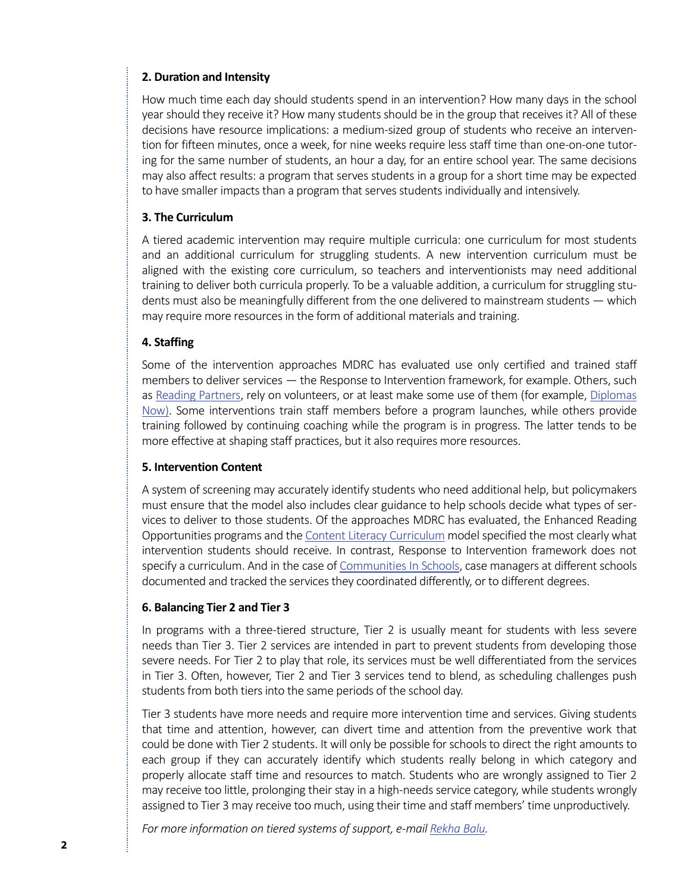### 2. Duration and Intensity

How much time each day should students spend in an intervention? How many days in the school year should they receive it? How many students should be in the group that receives it? All of these decisions have resource implications: a medium-sized group of students who receive an intervention for fifteen minutes, once a week, for nine weeks require less staff time than one-on-one tutoring for the same number of students, an hour a day, for an entire school year. The same decisions may also affect results: a program that serves students in a group for a short time may be expected to have smaller impacts than a program that serves students individually and intensively.

### 3. The Curriculum

A tiered academic intervention may require multiple curricula: one curriculum for most students and an additional curriculum for struggling students. A new intervention curriculum must be aligned with the existing core curriculum, so teachers and interventionists may need additional training to deliver both curricula properly. To be a valuable addition, a curriculum for struggling students must also be meaningfully different from the one delivered to mainstream students — which may require more resources in the form of additional materials and training.

### 4. Staffing

Some of the intervention approaches MDRC has evaluated use only certified and trained staff members to deliver services — the Response to Intervention framework, for example. Others, such as Reading Partners, rely on volunteers, or at least make some use of them (for example, Diplomas Now). Some interventions train staff members before a program launches, while others provide training followed by continuing coaching while the program is in progress. The latter tends to be more effective at shaping staff practices, but it also requires more resources.

### 5. Intervention Content

A system of screening may accurately identify students who need additional help, but policymakers must ensure that the model also includes clear guidance to help schools decide what types of services to deliver to those students. Of the approaches MDRC has evaluated, the Enhanced Reading Opportunities programs and the Content Literacy Curriculum model specified the most clearly what intervention students should receive. In contrast, Response to Intervention framework does not specify a curriculum. And in the case of Communities In Schools, case managers at different schools documented and tracked the services they coordinated differently, or to different degrees.

### 6. Balancing Tier 2 and Tier 3

In programs with a three-tiered structure, Tier 2 is usually meant for students with less severe needs than Tier 3. Tier 2 services are intended in part to prevent students from developing those severe needs. For Tier 2 to play that role, its services must be well differentiated from the services in Tier 3. Often, however, Tier 2 and Tier 3 services tend to blend, as scheduling challenges push students from both tiers into the same periods of the school day.

Tier 3 students have more needs and require more intervention time and services. Giving students that time and attention, however, can divert time and attention from the preventive work that could be done with Tier 2 students. It will only be possible for schools to direct the right amounts to each group if they can accurately identify which students really belong in which category and properly allocate staff time and resources to match. Students who are wrongly assigned to Tier 2 may receive too little, prolonging their stay in a high-needs service category, while students wrongly assigned to Tier 3 may receive too much, using their time and staff members' time unproductively.

*For more information on tiered systems of support, e-mail Rekha Balu.*